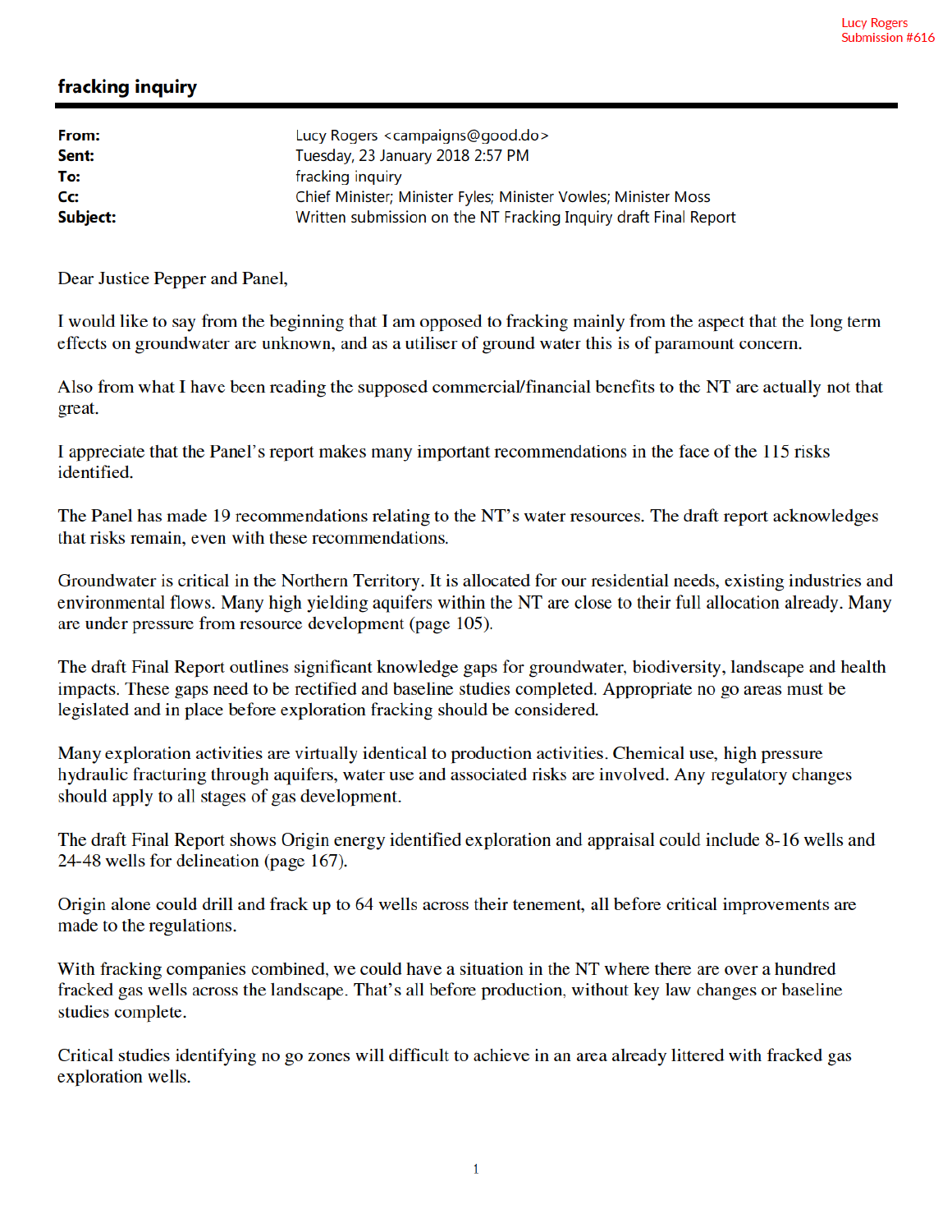Lucy Rogers
Submission #616

## fracking inquiry

| | |
|---|---|
| **From:** | Lucy Rogers <campaigns@good.do> |
| **Sent:** | Tuesday, 23 January 2018 2:57 PM |
| **To:** | fracking inquiry |
| **Cc:** | Chief Minister; Minister Fyles; Minister Vowles; Minister Moss |
| **Subject:** | Written submission on the NT Fracking Inquiry draft Final Report |

Dear Justice Pepper and Panel,

I would like to say from the beginning that I am opposed to fracking mainly from the aspect that the long term effects on groundwater are unknown, and as a utiliser of ground water this is of paramount concern.

Also from what I have been reading the supposed commercial/financial benefits to the NT are actually not that great.

I appreciate that the Panel's report makes many important recommendations in the face of the 115 risks identified.

The Panel has made 19 recommendations relating to the NT's water resources. The draft report acknowledges that risks remain, even with these recommendations.

Groundwater is critical in the Northern Territory. It is allocated for our residential needs, existing industries and environmental flows. Many high yielding aquifers within the NT are close to their full allocation already. Many are under pressure from resource development (page 105).

The draft Final Report outlines significant knowledge gaps for groundwater, biodiversity, landscape and health impacts. These gaps need to be rectified and baseline studies completed. Appropriate no go areas must be legislated and in place before exploration fracking should be considered.

Many exploration activities are virtually identical to production activities. Chemical use, high pressure hydraulic fracturing through aquifers, water use and associated risks are involved. Any regulatory changes should apply to all stages of gas development.

The draft Final Report shows Origin energy identified exploration and appraisal could include 8-16 wells and 24-48 wells for delineation (page 167).

Origin alone could drill and frack up to 64 wells across their tenement, all before critical improvements are made to the regulations.

With fracking companies combined, we could have a situation in the NT where there are over a hundred fracked gas wells across the landscape. That's all before production, without key law changes or baseline studies complete.

Critical studies identifying no go zones will difficult to achieve in an area already littered with fracked gas exploration wells.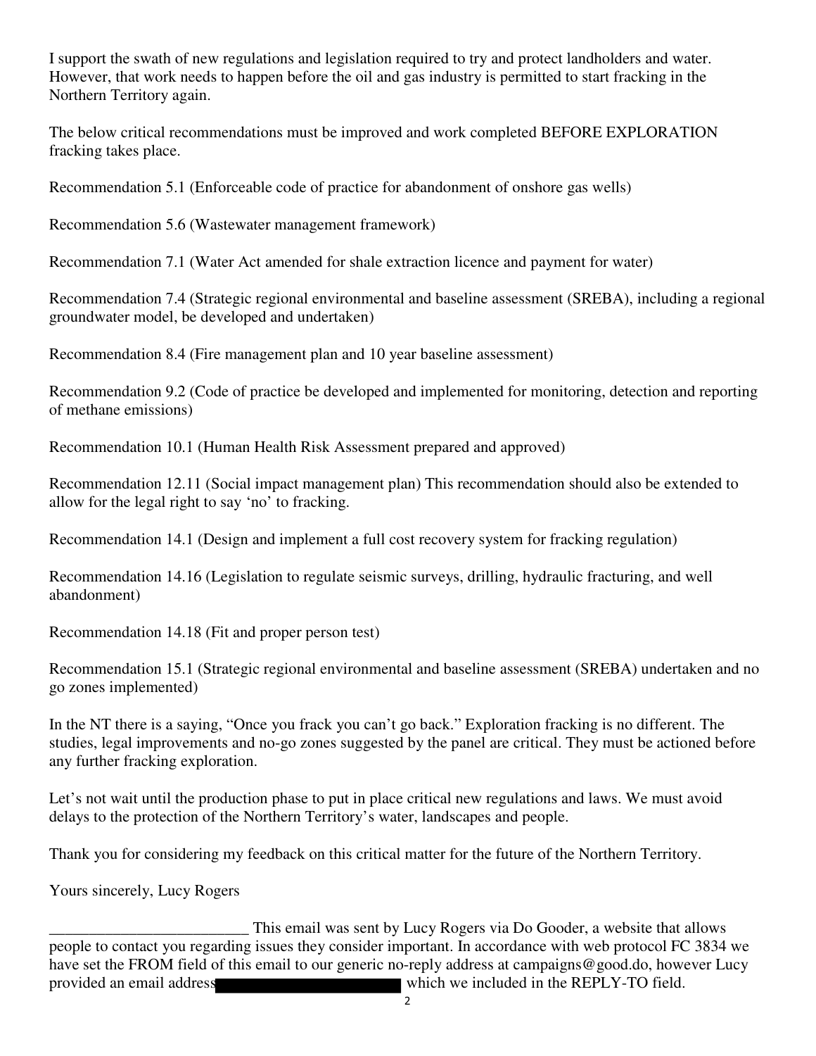I support the swath of new regulations and legislation required to try and protect landholders and water. However, that work needs to happen before the oil and gas industry is permitted to start fracking in the Northern Territory again.

The below critical recommendations must be improved and work completed BEFORE EXPLORATION fracking takes place.

Recommendation 5.1 (Enforceable code of practice for abandonment of onshore gas wells)

Recommendation 5.6 (Wastewater management framework)

Recommendation 7.1 (Water Act amended for shale extraction licence and payment for water)

Recommendation 7.4 (Strategic regional environmental and baseline assessment (SREBA), including a regional groundwater model, be developed and undertaken)

Recommendation 8.4 (Fire management plan and 10 year baseline assessment)

Recommendation 9.2 (Code of practice be developed and implemented for monitoring, detection and reporting of methane emissions)

Recommendation 10.1 (Human Health Risk Assessment prepared and approved)

Recommendation 12.11 (Social impact management plan) This recommendation should also be extended to allow for the legal right to say 'no' to fracking.

Recommendation 14.1 (Design and implement a full cost recovery system for fracking regulation)

Recommendation 14.16 (Legislation to regulate seismic surveys, drilling, hydraulic fracturing, and well abandonment)

Recommendation 14.18 (Fit and proper person test)

Recommendation 15.1 (Strategic regional environmental and baseline assessment (SREBA) undertaken and no go zones implemented)

In the NT there is a saying, "Once you frack you can't go back." Exploration fracking is no different. The studies, legal improvements and no-go zones suggested by the panel are critical. They must be actioned before any further fracking exploration.

Let's not wait until the production phase to put in place critical new regulations and laws. We must avoid delays to the protection of the Northern Territory's water, landscapes and people.

Thank you for considering my feedback on this critical matter for the future of the Northern Territory.

Yours sincerely, Lucy Rogers

_________________________ This email was sent by Lucy Rogers via Do Gooder, a website that allows people to contact you regarding issues they consider important. In accordance with web protocol FC 3834 we have set the FROM field of this email to our generic no-reply address at campaigns@good.do, however Lucy provided an email address [redacted] which we included in the REPLY-TO field.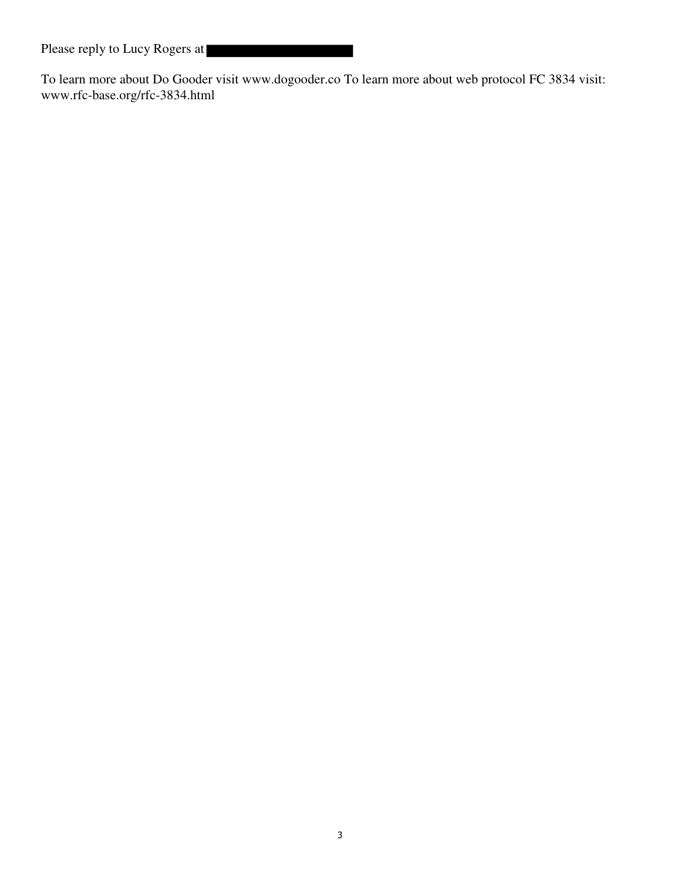Please reply to Lucy Rogers at

To learn more about Do Gooder visit www.dogooder.co To learn more about web protocol FC 3834 visit: www.rfc-base.org/rfc-3834.html